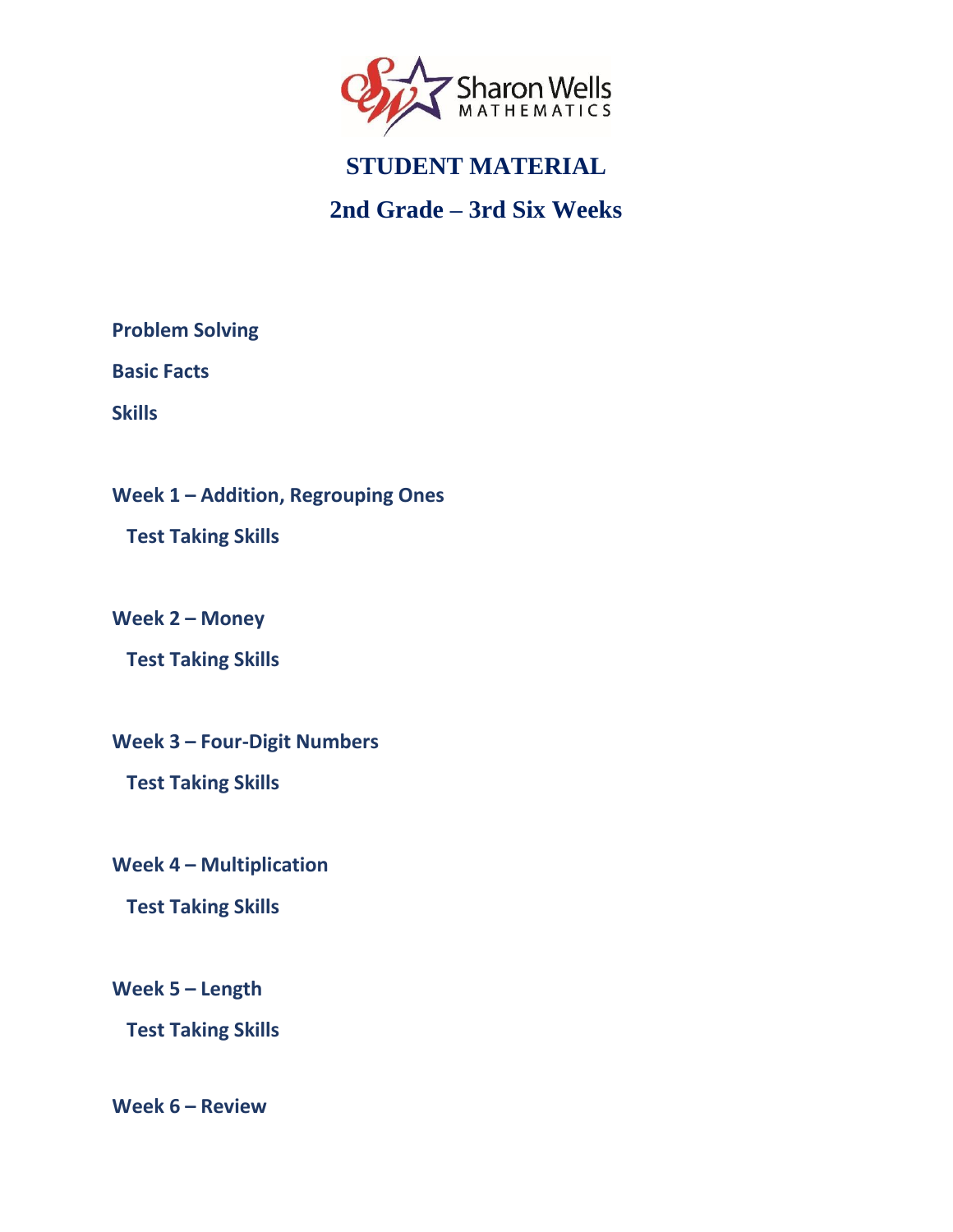Sharon Wells MATHEMATICS

# STUDENT MATERIAL

## 2nd Grade – 3rd Six Weeks

**Problem Solving**

**Basic Facts**

**Skills**

**Week 1 – Addition, Regrouping Ones**

**Test Taking Skills**

**Week 2 – Money**

**Test Taking Skills**

**Week 3 – Four-Digit Numbers**

**Test Taking Skills**

**Week 4 – Multiplication**

**Test Taking Skills**

**Week 5 – Length**

**Test Taking Skills**

**Week 6 – Review**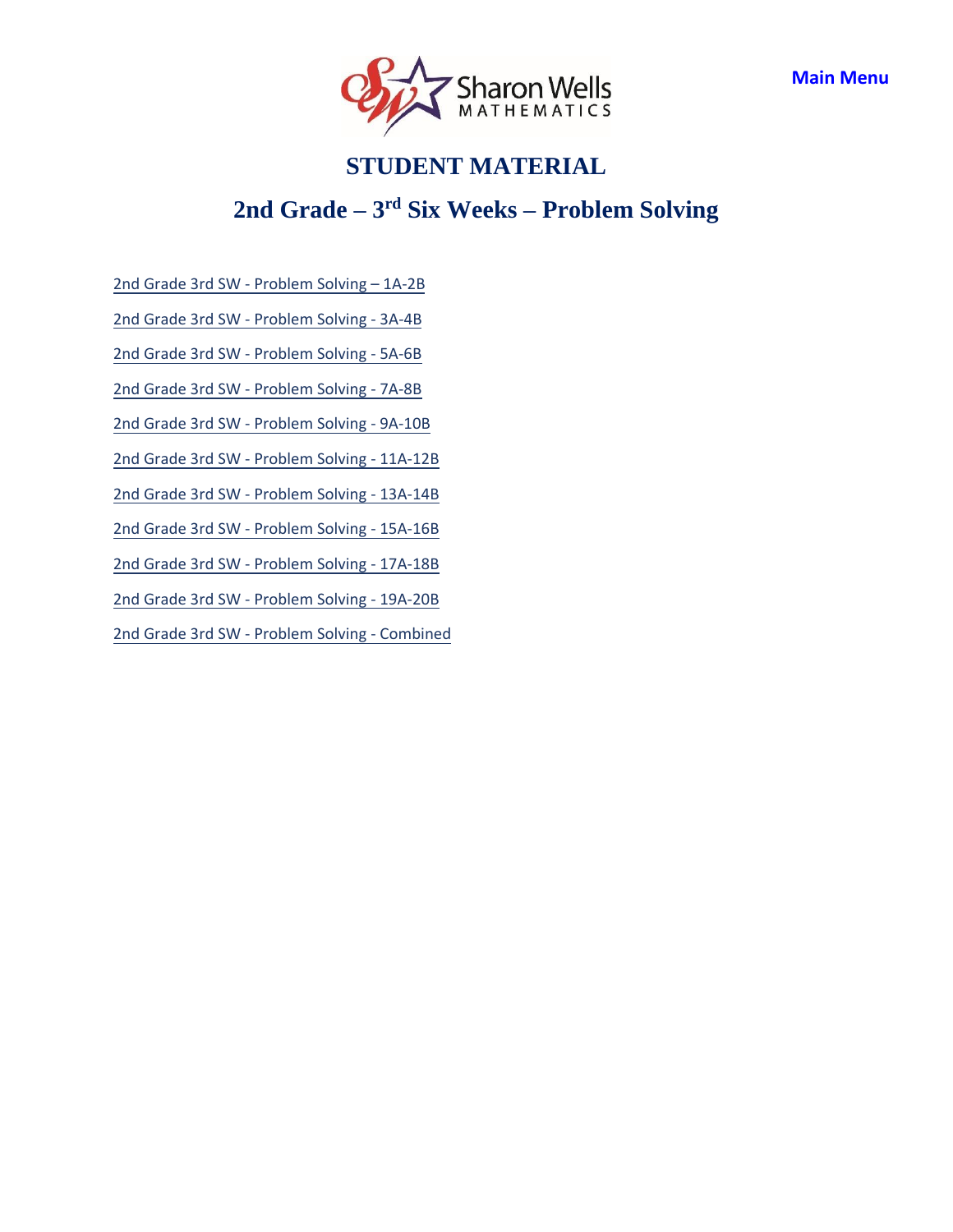Main Menu

# STUDENT MATERIAL

## 2nd Grade – 3rd Six Weeks – Problem Solving

2nd Grade 3rd SW - Problem Solving – 1A-2B

2nd Grade 3rd SW - Problem Solving - 3A-4B

2nd Grade 3rd SW - Problem Solving - 5A-6B

2nd Grade 3rd SW - Problem Solving - 7A-8B

2nd Grade 3rd SW - Problem Solving - 9A-10B

2nd Grade 3rd SW - Problem Solving - 11A-12B

2nd Grade 3rd SW - Problem Solving - 13A-14B

2nd Grade 3rd SW - Problem Solving - 15A-16B

2nd Grade 3rd SW - Problem Solving - 17A-18B

2nd Grade 3rd SW - Problem Solving - 19A-20B

2nd Grade 3rd SW - Problem Solving - Combined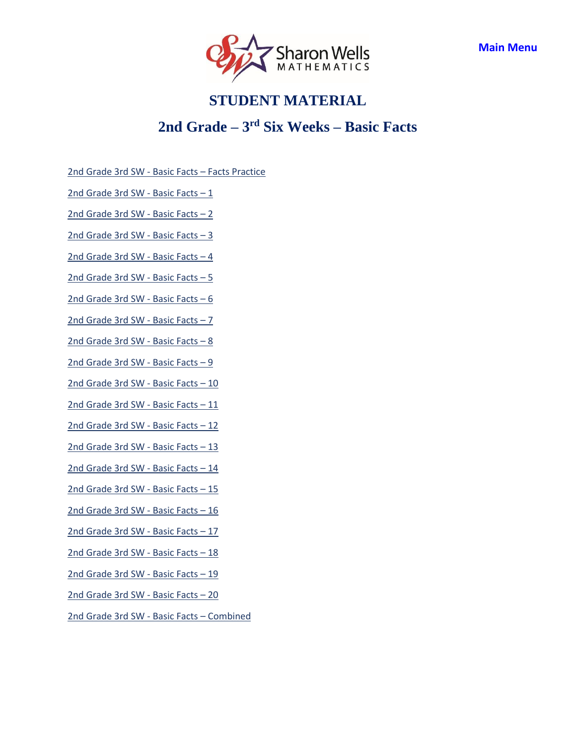Sharon Wells MATHEMATICS

Main Menu

# STUDENT MATERIAL

## 2nd Grade – 3rd Six Weeks – Basic Facts

2nd Grade 3rd SW - Basic Facts – Facts Practice

2nd Grade 3rd SW - Basic Facts – 1

2nd Grade 3rd SW - Basic Facts – 2

2nd Grade 3rd SW - Basic Facts – 3

2nd Grade 3rd SW - Basic Facts – 4

2nd Grade 3rd SW - Basic Facts – 5

2nd Grade 3rd SW - Basic Facts – 6

2nd Grade 3rd SW - Basic Facts – 7

2nd Grade 3rd SW - Basic Facts – 8

2nd Grade 3rd SW - Basic Facts – 9

2nd Grade 3rd SW - Basic Facts – 10

2nd Grade 3rd SW - Basic Facts – 11

2nd Grade 3rd SW - Basic Facts – 12

2nd Grade 3rd SW - Basic Facts – 13

2nd Grade 3rd SW - Basic Facts – 14

2nd Grade 3rd SW - Basic Facts – 15

2nd Grade 3rd SW - Basic Facts – 16

2nd Grade 3rd SW - Basic Facts – 17

2nd Grade 3rd SW - Basic Facts – 18

2nd Grade 3rd SW - Basic Facts – 19

2nd Grade 3rd SW - Basic Facts – 20

2nd Grade 3rd SW - Basic Facts – Combined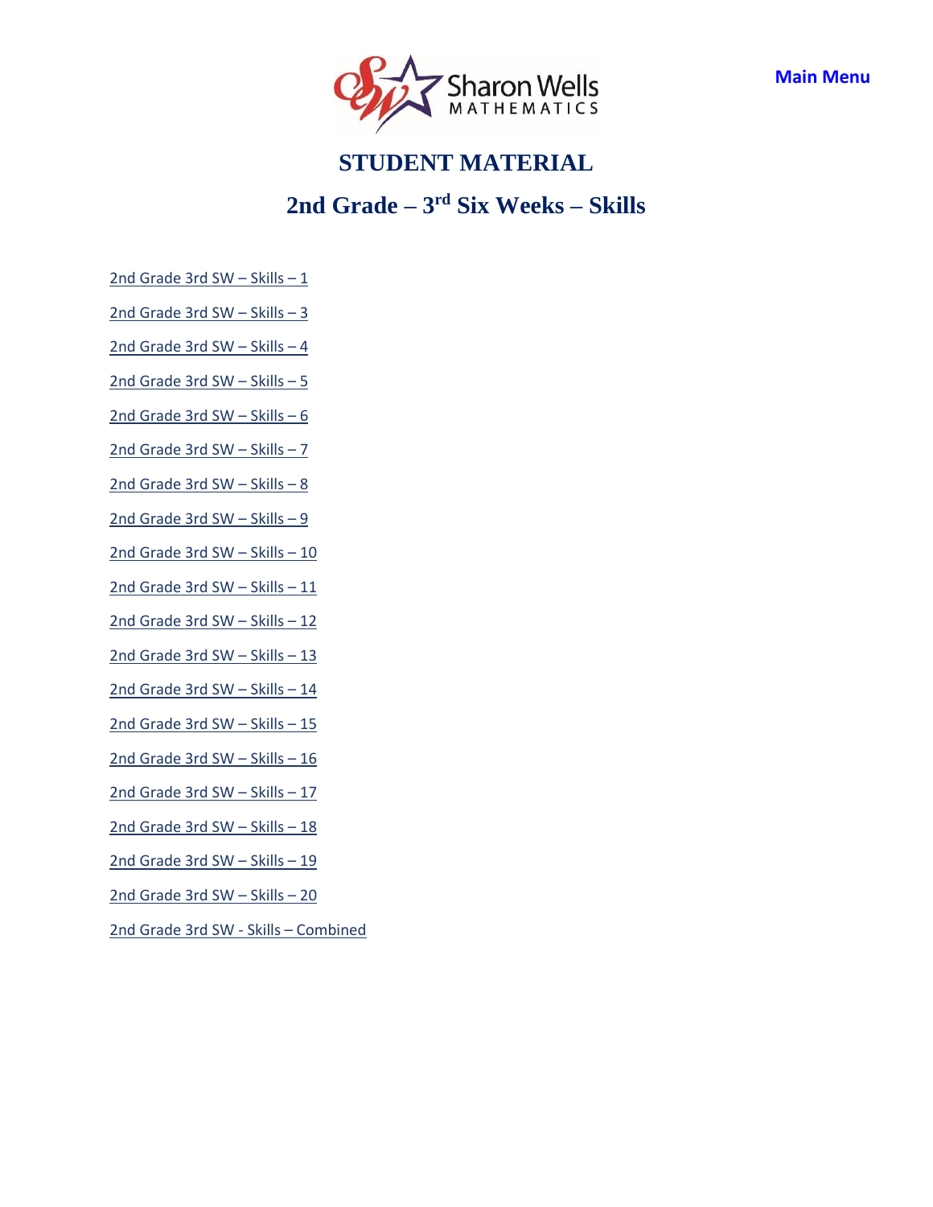Main Menu

# STUDENT MATERIAL

## 2nd Grade – 3rd Six Weeks – Skills

2nd Grade 3rd SW – Skills – 1

2nd Grade 3rd SW – Skills – 3

2nd Grade 3rd SW – Skills – 4

2nd Grade 3rd SW – Skills – 5

2nd Grade 3rd SW – Skills – 6

2nd Grade 3rd SW – Skills – 7

2nd Grade 3rd SW – Skills – 8

2nd Grade 3rd SW – Skills – 9

2nd Grade 3rd SW – Skills – 10

2nd Grade 3rd SW – Skills – 11

2nd Grade 3rd SW – Skills – 12

2nd Grade 3rd SW – Skills – 13

2nd Grade 3rd SW – Skills – 14

2nd Grade 3rd SW – Skills – 15

2nd Grade 3rd SW – Skills – 16

2nd Grade 3rd SW – Skills – 17

2nd Grade 3rd SW – Skills – 18

2nd Grade 3rd SW – Skills – 19

2nd Grade 3rd SW – Skills – 20

2nd Grade 3rd SW - Skills – Combined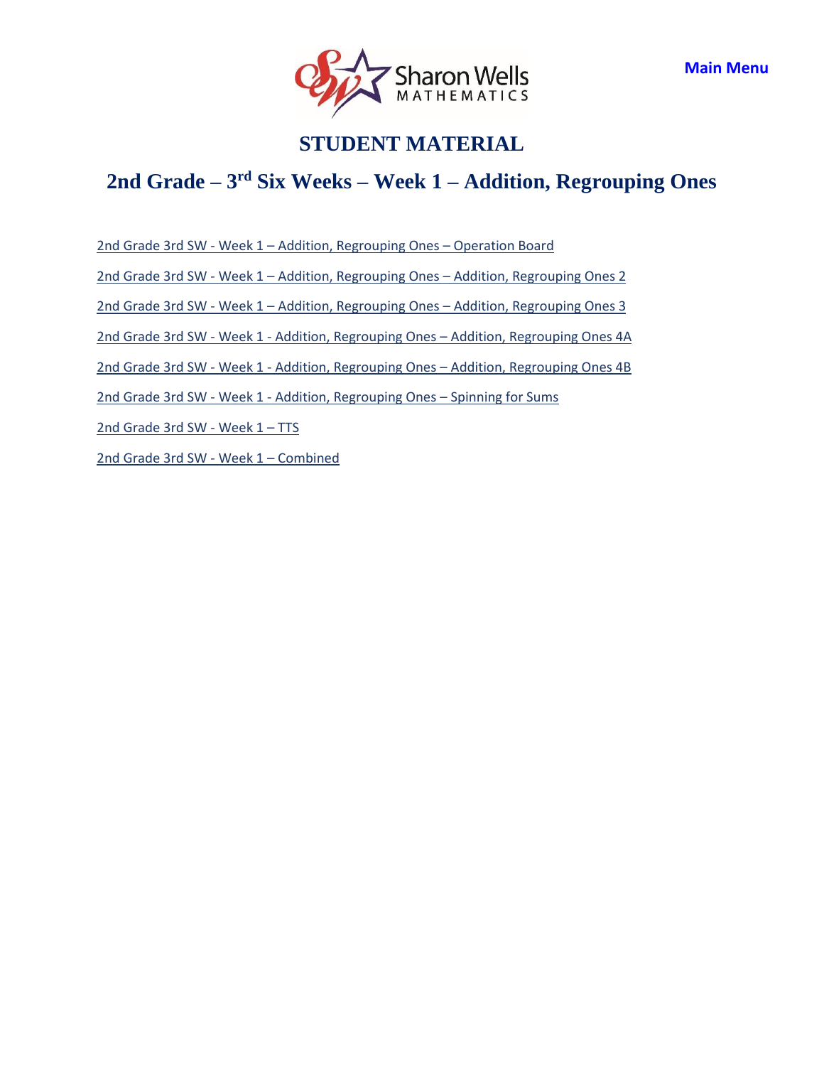Main Menu

# STUDENT MATERIAL

## 2nd Grade – 3rd Six Weeks – Week 1 – Addition, Regrouping Ones

2nd Grade 3rd SW - Week 1 – Addition, Regrouping Ones – Operation Board

2nd Grade 3rd SW - Week 1 – Addition, Regrouping Ones – Addition, Regrouping Ones 2

2nd Grade 3rd SW - Week 1 – Addition, Regrouping Ones – Addition, Regrouping Ones 3

2nd Grade 3rd SW - Week 1 - Addition, Regrouping Ones – Addition, Regrouping Ones 4A

2nd Grade 3rd SW - Week 1 - Addition, Regrouping Ones – Addition, Regrouping Ones 4B

2nd Grade 3rd SW - Week 1 - Addition, Regrouping Ones – Spinning for Sums

2nd Grade 3rd SW - Week 1 – TTS

2nd Grade 3rd SW - Week 1 – Combined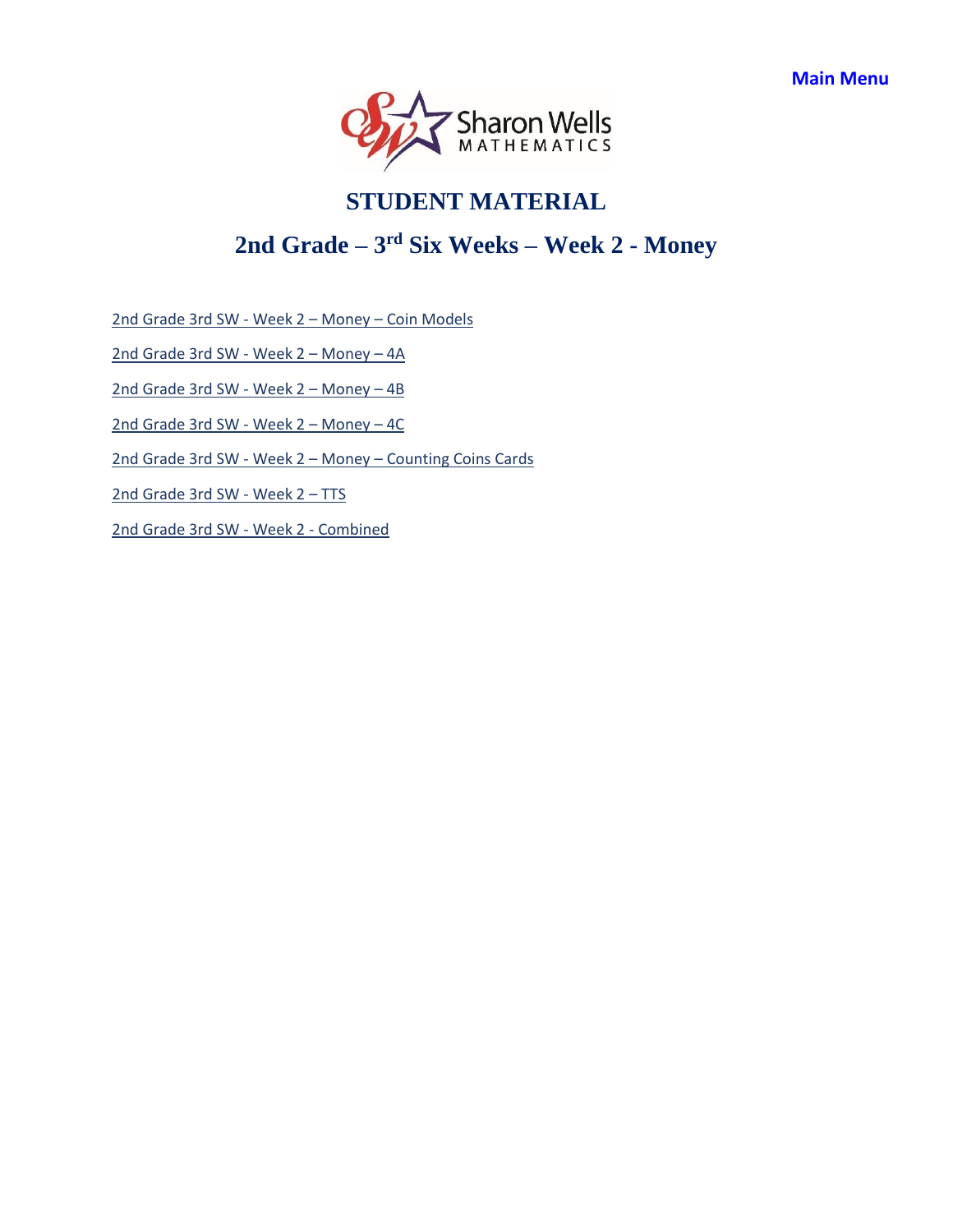Main Menu

# STUDENT MATERIAL

## 2nd Grade – 3rd Six Weeks – Week 2 - Money

2nd Grade 3rd SW - Week 2 – Money – Coin Models

2nd Grade 3rd SW - Week 2 – Money – 4A

2nd Grade 3rd SW - Week 2 – Money – 4B

2nd Grade 3rd SW - Week 2 – Money – 4C

2nd Grade 3rd SW - Week 2 – Money – Counting Coins Cards

2nd Grade 3rd SW - Week 2 – TTS

2nd Grade 3rd SW - Week 2 - Combined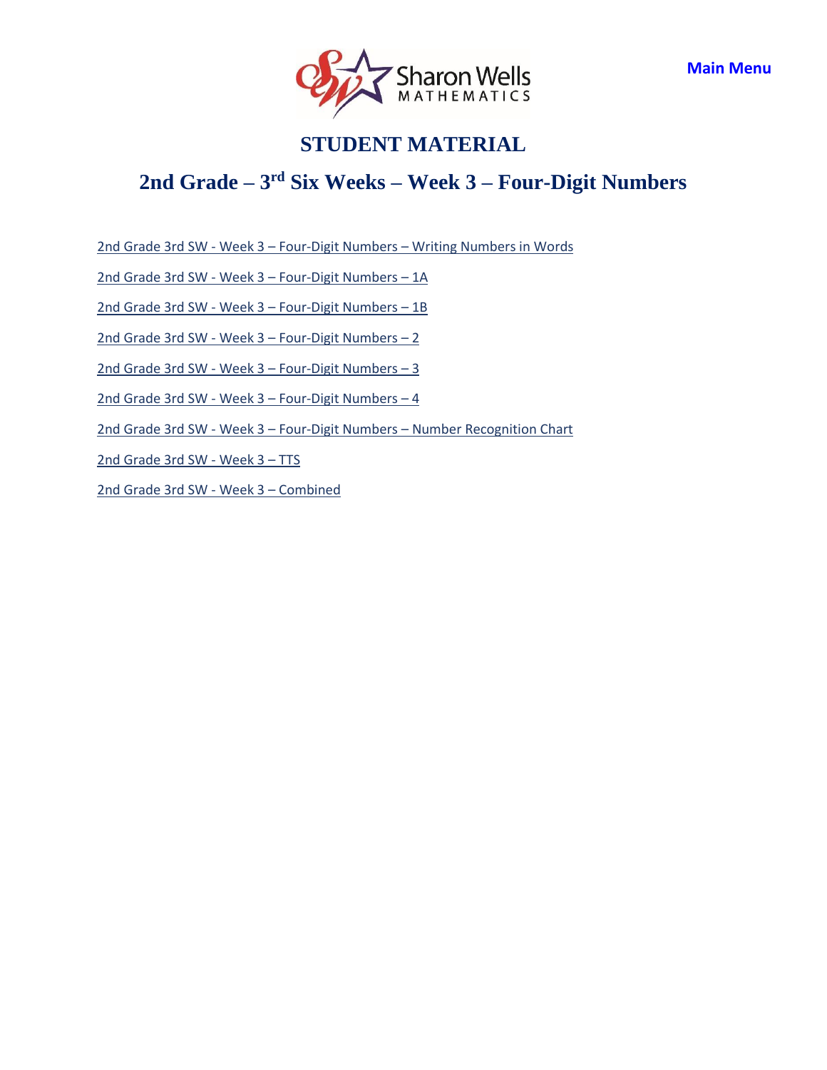Main Menu

# STUDENT MATERIAL

## 2nd Grade – 3rd Six Weeks – Week 3 – Four-Digit Numbers

2nd Grade 3rd SW - Week 3 – Four-Digit Numbers – Writing Numbers in Words

2nd Grade 3rd SW - Week 3 – Four-Digit Numbers – 1A

2nd Grade 3rd SW - Week 3 – Four-Digit Numbers – 1B

2nd Grade 3rd SW - Week 3 – Four-Digit Numbers – 2

2nd Grade 3rd SW - Week 3 – Four-Digit Numbers – 3

2nd Grade 3rd SW - Week 3 – Four-Digit Numbers – 4

2nd Grade 3rd SW - Week 3 – Four-Digit Numbers – Number Recognition Chart

2nd Grade 3rd SW - Week 3 – TTS

2nd Grade 3rd SW - Week 3 – Combined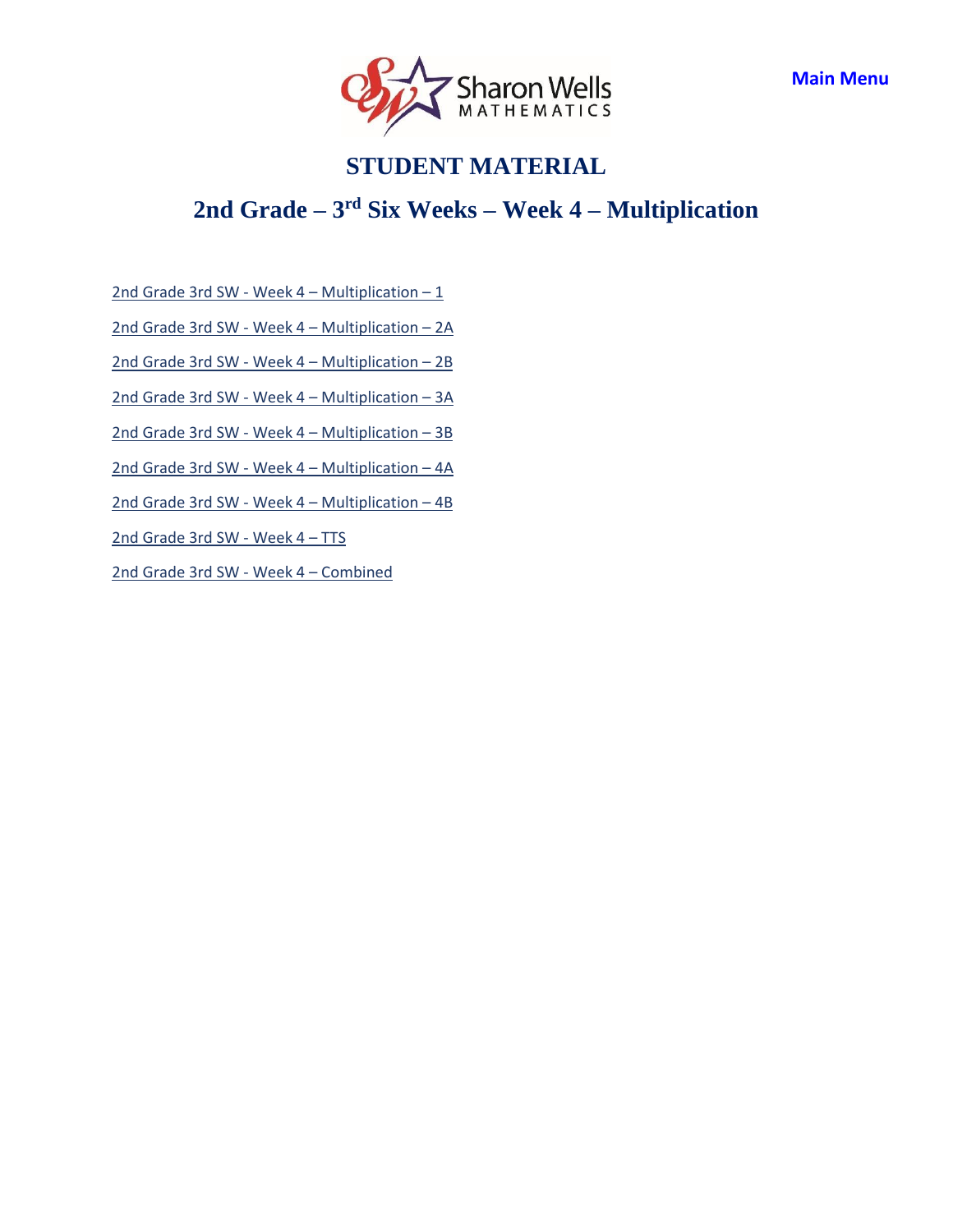Main Menu

# STUDENT MATERIAL

## 2nd Grade – 3rd Six Weeks – Week 4 – Multiplication

2nd Grade 3rd SW - Week 4 – Multiplication – 1

2nd Grade 3rd SW - Week 4 – Multiplication – 2A

2nd Grade 3rd SW - Week 4 – Multiplication – 2B

2nd Grade 3rd SW - Week 4 – Multiplication – 3A

2nd Grade 3rd SW - Week 4 – Multiplication – 3B

2nd Grade 3rd SW - Week 4 – Multiplication – 4A

2nd Grade 3rd SW - Week 4 – Multiplication – 4B

2nd Grade 3rd SW - Week 4 – TTS

2nd Grade 3rd SW - Week 4 – Combined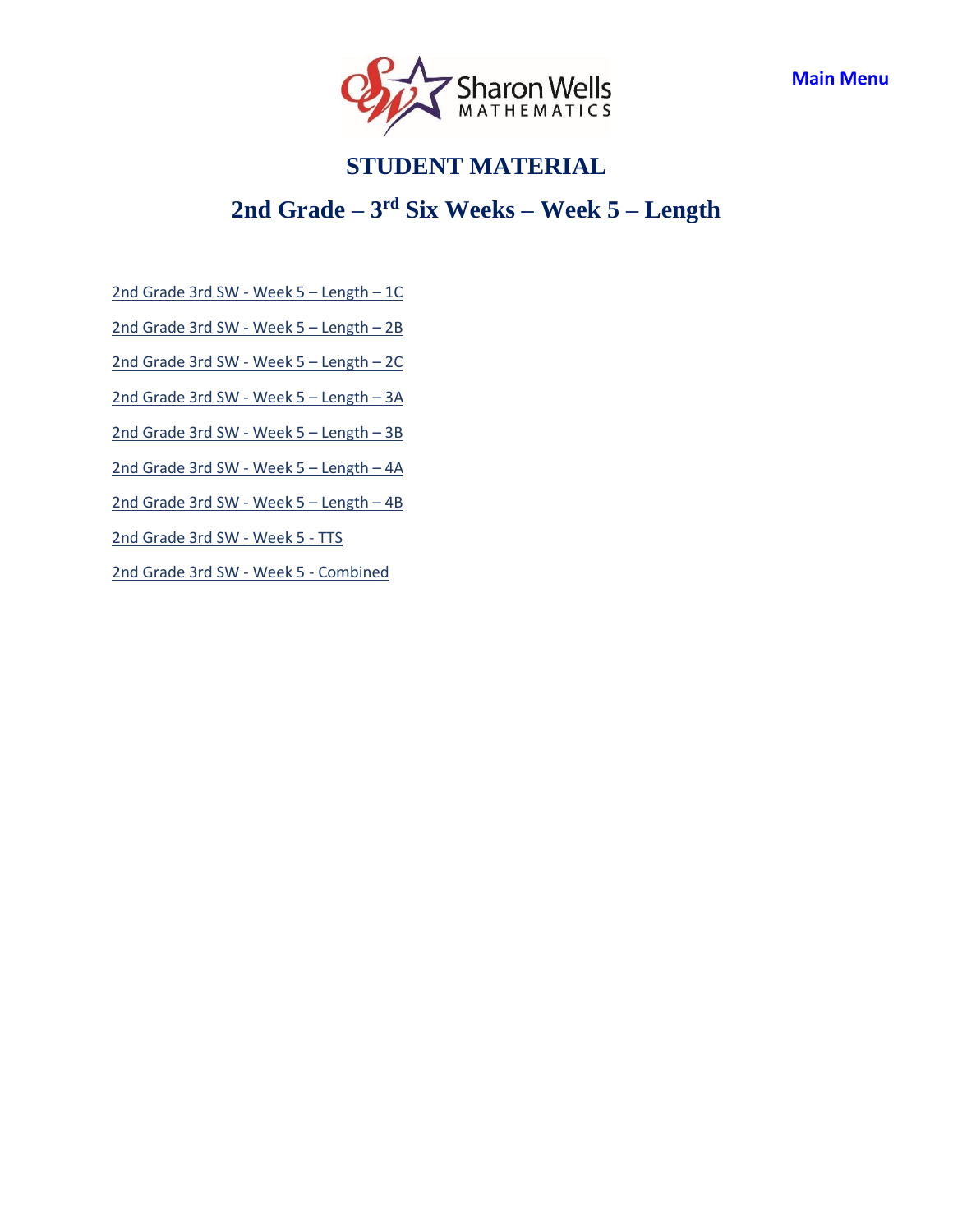Main Menu

# STUDENT MATERIAL

## 2nd Grade – 3rd Six Weeks – Week 5 – Length

2nd Grade 3rd SW - Week 5 – Length – 1C

2nd Grade 3rd SW - Week 5 – Length – 2B

2nd Grade 3rd SW - Week 5 – Length – 2C

2nd Grade 3rd SW - Week 5 – Length – 3A

2nd Grade 3rd SW - Week 5 – Length – 3B

2nd Grade 3rd SW - Week 5 – Length – 4A

2nd Grade 3rd SW - Week 5 – Length – 4B

2nd Grade 3rd SW - Week 5 - TTS

2nd Grade 3rd SW - Week 5 - Combined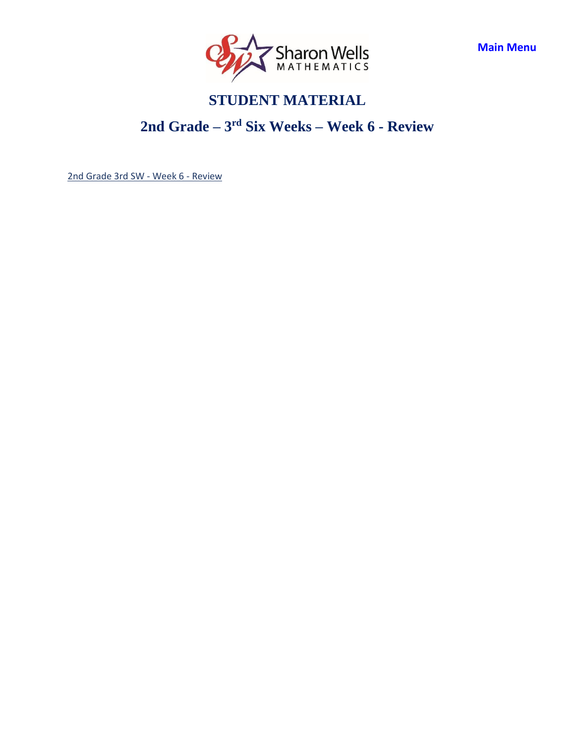Main Menu

# STUDENT MATERIAL

## 2nd Grade – 3rd Six Weeks – Week 6 - Review

2nd Grade 3rd SW - Week 6 - Review